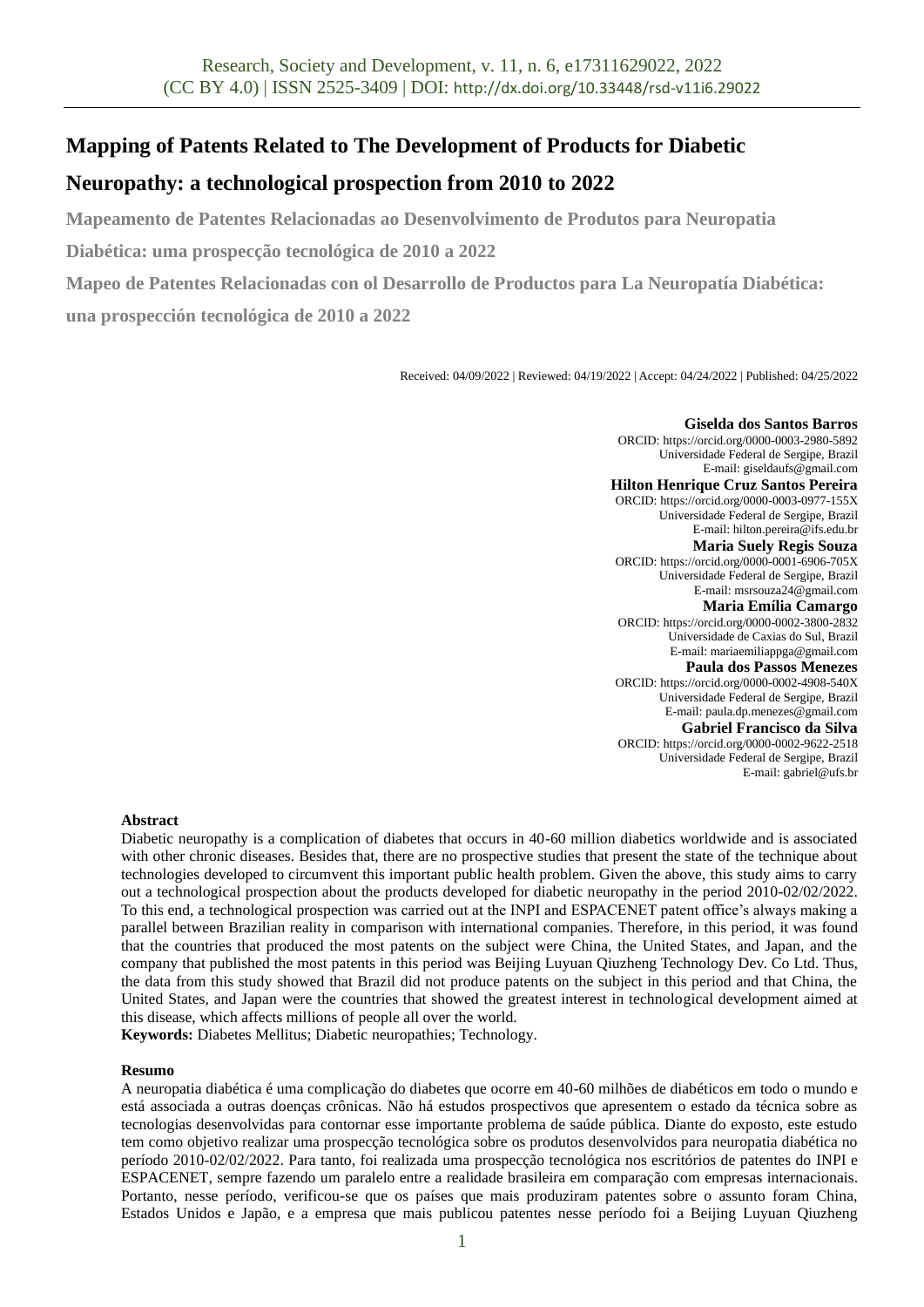# Mapping of Patents Related to The Development of Products for Diabetic Neuropathy: a technological prospection from 2010 to 2022

**Mapeamento de Patentes Relacionadas ao Desenvolvimento de Produtos para Neuropatia Diabética: uma prospecção tecnológica de 2010 a 2022**

**Mapeo de Patentes Relacionadas con ol Desarrollo de Productos para La Neuropatía Diabética: una prospección tecnológica de 2010 a 2022**

Received: 04/09/2022 | Reviewed: 04/19/2022 | Accept: 04/24/2022 | Published: 04/25/2022

**Giselda dos Santos Barros**
ORCID: https://orcid.org/0000-0003-2980-5892
Universidade Federal de Sergipe, Brazil
E-mail: giseldaufs@gmail.com

**Hilton Henrique Cruz Santos Pereira**
ORCID: https://orcid.org/0000-0003-0977-155X
Universidade Federal de Sergipe, Brazil
E-mail: hilton.pereira@ifs.edu.br

**Maria Suely Regis Souza**
ORCID: https://orcid.org/0000-0001-6906-705X
Universidade Federal de Sergipe, Brazil
E-mail: msrsouza24@gmail.com

**Maria Emília Camargo**
ORCID: https://orcid.org/0000-0002-3800-2832
Universidade de Caxias do Sul, Brazil
E-mail: mariaemiliappga@gmail.com

**Paula dos Passos Menezes**
ORCID: https://orcid.org/0000-0002-4908-540X
Universidade Federal de Sergipe, Brazil
E-mail: paula.dp.menezes@gmail.com

**Gabriel Francisco da Silva**
ORCID: https://orcid.org/0000-0002-9622-2518
Universidade Federal de Sergipe, Brazil
E-mail: gabriel@ufs.br

**Abstract**

Diabetic neuropathy is a complication of diabetes that occurs in 40-60 million diabetics worldwide and is associated with other chronic diseases. Besides that, there are no prospective studies that present the state of the technique about technologies developed to circumvent this important public health problem. Given the above, this study aims to carry out a technological prospection about the products developed for diabetic neuropathy in the period 2010-02/02/2022. To this end, a technological prospection was carried out at the INPI and ESPACENET patent office's always making a parallel between Brazilian reality in comparison with international companies. Therefore, in this period, it was found that the countries that produced the most patents on the subject were China, the United States, and Japan, and the company that published the most patents in this period was Beijing Luyuan Qiuzheng Technology Dev. Co Ltd. Thus, the data from this study showed that Brazil did not produce patents on the subject in this period and that China, the United States, and Japan were the countries that showed the greatest interest in technological development aimed at this disease, which affects millions of people all over the world.

**Keywords:** Diabetes Mellitus; Diabetic neuropathies; Technology.

**Resumo**

A neuropatia diabética é uma complicação do diabetes que ocorre em 40-60 milhões de diabéticos em todo o mundo e está associada a outras doenças crônicas. Não há estudos prospectivos que apresentem o estado da técnica sobre as tecnologias desenvolvidas para contornar esse importante problema de saúde pública. Diante do exposto, este estudo tem como objetivo realizar uma prospecção tecnológica sobre os produtos desenvolvidos para neuropatia diabética no período 2010-02/02/2022. Para tanto, foi realizada uma prospecção tecnológica nos escritórios de patentes do INPI e ESPACENET, sempre fazendo um paralelo entre a realidade brasileira em comparação com empresas internacionais. Portanto, nesse período, verificou-se que os países que mais produziram patentes sobre o assunto foram China, Estados Unidos e Japão, e a empresa que mais publicou patentes nesse período foi a Beijing Luyuan Qiuzheng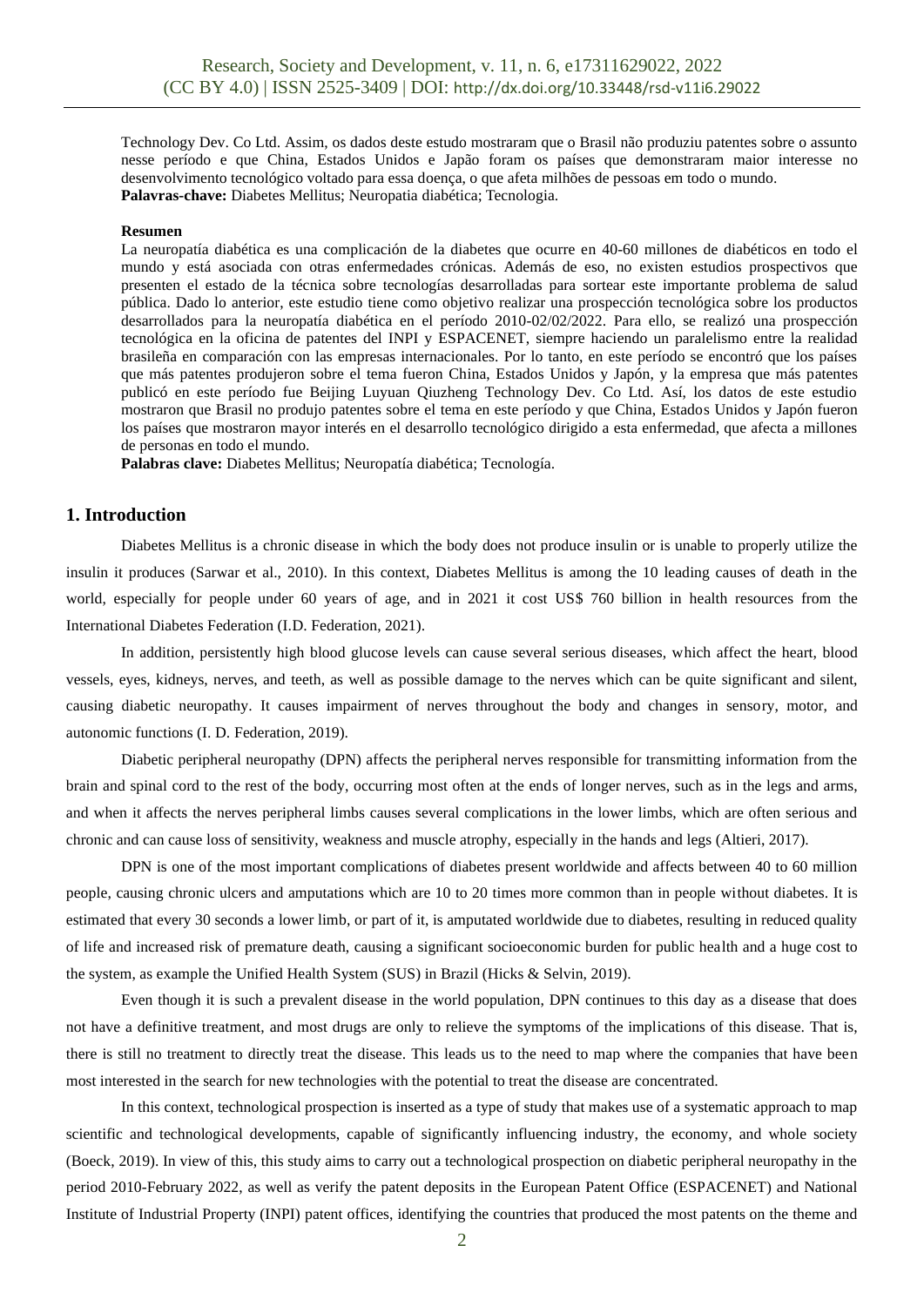Technology Dev. Co Ltd. Assim, os dados deste estudo mostraram que o Brasil não produziu patentes sobre o assunto nesse período e que China, Estados Unidos e Japão foram os países que demonstraram maior interesse no desenvolvimento tecnológico voltado para essa doença, o que afeta milhões de pessoas em todo o mundo.

**Palavras-chave:** Diabetes Mellitus; Neuropatia diabética; Tecnologia.

**Resumen**

La neuropatía diabética es una complicación de la diabetes que ocurre en 40-60 millones de diabéticos en todo el mundo y está asociada con otras enfermedades crónicas. Además de eso, no existen estudios prospectivos que presenten el estado de la técnica sobre tecnologías desarrolladas para sortear este importante problema de salud pública. Dado lo anterior, este estudio tiene como objetivo realizar una prospección tecnológica sobre los productos desarrollados para la neuropatía diabética en el período 2010-02/02/2022. Para ello, se realizó una prospección tecnológica en la oficina de patentes del INPI y ESPACENET, siempre haciendo un paralelismo entre la realidad brasileña en comparación con las empresas internacionales. Por lo tanto, en este período se encontró que los países que más patentes produjeron sobre el tema fueron China, Estados Unidos y Japón, y la empresa que más patentes publicó en este período fue Beijing Luyuan Qiuzheng Technology Dev. Co Ltd. Así, los datos de este estudio mostraron que Brasil no produjo patentes sobre el tema en este período y que China, Estados Unidos y Japón fueron los países que mostraron mayor interés en el desarrollo tecnológico dirigido a esta enfermedad, que afecta a millones de personas en todo el mundo.

**Palabras clave:** Diabetes Mellitus; Neuropatía diabética; Tecnología.

## 1. Introduction

Diabetes Mellitus is a chronic disease in which the body does not produce insulin or is unable to properly utilize the insulin it produces (Sarwar et al., 2010). In this context, Diabetes Mellitus is among the 10 leading causes of death in the world, especially for people under 60 years of age, and in 2021 it cost US$ 760 billion in health resources from the International Diabetes Federation (I.D. Federation, 2021).

In addition, persistently high blood glucose levels can cause several serious diseases, which affect the heart, blood vessels, eyes, kidneys, nerves, and teeth, as well as possible damage to the nerves which can be quite significant and silent, causing diabetic neuropathy. It causes impairment of nerves throughout the body and changes in sensory, motor, and autonomic functions (I. D. Federation, 2019).

Diabetic peripheral neuropathy (DPN) affects the peripheral nerves responsible for transmitting information from the brain and spinal cord to the rest of the body, occurring most often at the ends of longer nerves, such as in the legs and arms, and when it affects the nerves peripheral limbs causes several complications in the lower limbs, which are often serious and chronic and can cause loss of sensitivity, weakness and muscle atrophy, especially in the hands and legs (Altieri, 2017).

DPN is one of the most important complications of diabetes present worldwide and affects between 40 to 60 million people, causing chronic ulcers and amputations which are 10 to 20 times more common than in people without diabetes. It is estimated that every 30 seconds a lower limb, or part of it, is amputated worldwide due to diabetes, resulting in reduced quality of life and increased risk of premature death, causing a significant socioeconomic burden for public health and a huge cost to the system, as example the Unified Health System (SUS) in Brazil (Hicks & Selvin, 2019).

Even though it is such a prevalent disease in the world population, DPN continues to this day as a disease that does not have a definitive treatment, and most drugs are only to relieve the symptoms of the implications of this disease. That is, there is still no treatment to directly treat the disease. This leads us to the need to map where the companies that have been most interested in the search for new technologies with the potential to treat the disease are concentrated.

In this context, technological prospection is inserted as a type of study that makes use of a systematic approach to map scientific and technological developments, capable of significantly influencing industry, the economy, and whole society (Boeck, 2019). In view of this, this study aims to carry out a technological prospection on diabetic peripheral neuropathy in the period 2010-February 2022, as well as verify the patent deposits in the European Patent Office (ESPACENET) and National Institute of Industrial Property (INPI) patent offices, identifying the countries that produced the most patents on the theme and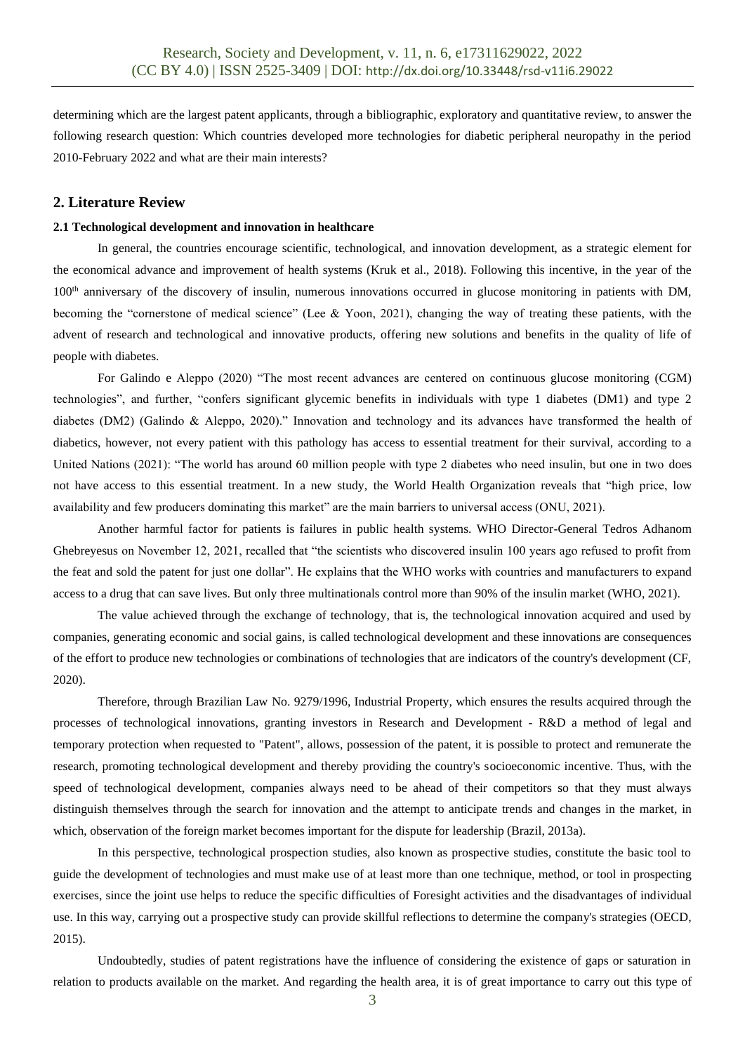determining which are the largest patent applicants, through a bibliographic, exploratory and quantitative review, to answer the following research question: Which countries developed more technologies for diabetic peripheral neuropathy in the period 2010-February 2022 and what are their main interests?

## 2. Literature Review

### 2.1 Technological development and innovation in healthcare

In general, the countries encourage scientific, technological, and innovation development, as a strategic element for the economical advance and improvement of health systems (Kruk et al., 2018). Following this incentive, in the year of the 100th anniversary of the discovery of insulin, numerous innovations occurred in glucose monitoring in patients with DM, becoming the "cornerstone of medical science" (Lee & Yoon, 2021), changing the way of treating these patients, with the advent of research and technological and innovative products, offering new solutions and benefits in the quality of life of people with diabetes.

For Galindo e Aleppo (2020) "The most recent advances are centered on continuous glucose monitoring (CGM) technologies", and further, "confers significant glycemic benefits in individuals with type 1 diabetes (DM1) and type 2 diabetes (DM2) (Galindo & Aleppo, 2020)." Innovation and technology and its advances have transformed the health of diabetics, however, not every patient with this pathology has access to essential treatment for their survival, according to a United Nations (2021): "The world has around 60 million people with type 2 diabetes who need insulin, but one in two does not have access to this essential treatment. In a new study, the World Health Organization reveals that "high price, low availability and few producers dominating this market" are the main barriers to universal access (ONU, 2021).

Another harmful factor for patients is failures in public health systems. WHO Director-General Tedros Adhanom Ghebreyesus on November 12, 2021, recalled that "the scientists who discovered insulin 100 years ago refused to profit from the feat and sold the patent for just one dollar". He explains that the WHO works with countries and manufacturers to expand access to a drug that can save lives. But only three multinationals control more than 90% of the insulin market (WHO, 2021).

The value achieved through the exchange of technology, that is, the technological innovation acquired and used by companies, generating economic and social gains, is called technological development and these innovations are consequences of the effort to produce new technologies or combinations of technologies that are indicators of the country's development (CF, 2020).

Therefore, through Brazilian Law No. 9279/1996, Industrial Property, which ensures the results acquired through the processes of technological innovations, granting investors in Research and Development - R&D a method of legal and temporary protection when requested to "Patent", allows, possession of the patent, it is possible to protect and remunerate the research, promoting technological development and thereby providing the country's socioeconomic incentive. Thus, with the speed of technological development, companies always need to be ahead of their competitors so that they must always distinguish themselves through the search for innovation and the attempt to anticipate trends and changes in the market, in which, observation of the foreign market becomes important for the dispute for leadership (Brazil, 2013a).

In this perspective, technological prospection studies, also known as prospective studies, constitute the basic tool to guide the development of technologies and must make use of at least more than one technique, method, or tool in prospecting exercises, since the joint use helps to reduce the specific difficulties of Foresight activities and the disadvantages of individual use. In this way, carrying out a prospective study can provide skillful reflections to determine the company's strategies (OECD, 2015).

Undoubtedly, studies of patent registrations have the influence of considering the existence of gaps or saturation in relation to products available on the market. And regarding the health area, it is of great importance to carry out this type of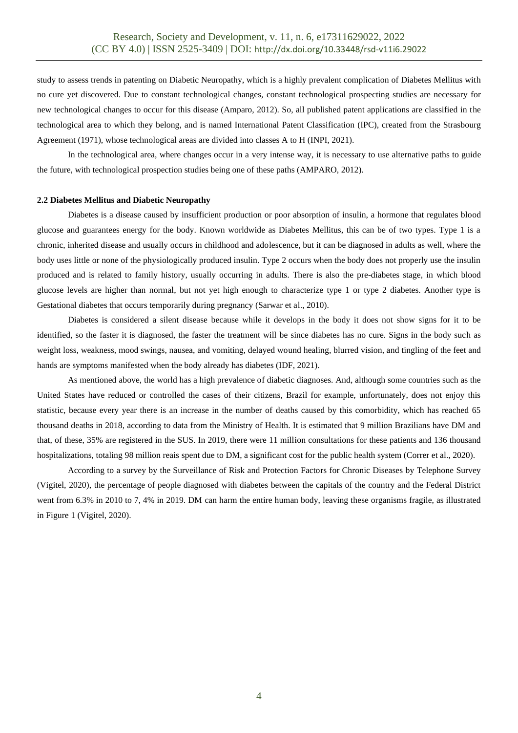study to assess trends in patenting on Diabetic Neuropathy, which is a highly prevalent complication of Diabetes Mellitus with no cure yet discovered. Due to constant technological changes, constant technological prospecting studies are necessary for new technological changes to occur for this disease (Amparo, 2012). So, all published patent applications are classified in the technological area to which they belong, and is named International Patent Classification (IPC), created from the Strasbourg Agreement (1971), whose technological areas are divided into classes A to H (INPI, 2021).

In the technological area, where changes occur in a very intense way, it is necessary to use alternative paths to guide the future, with technological prospection studies being one of these paths (AMPARO, 2012).

### 2.2 Diabetes Mellitus and Diabetic Neuropathy

Diabetes is a disease caused by insufficient production or poor absorption of insulin, a hormone that regulates blood glucose and guarantees energy for the body. Known worldwide as Diabetes Mellitus, this can be of two types. Type 1 is a chronic, inherited disease and usually occurs in childhood and adolescence, but it can be diagnosed in adults as well, where the body uses little or none of the physiologically produced insulin. Type 2 occurs when the body does not properly use the insulin produced and is related to family history, usually occurring in adults. There is also the pre-diabetes stage, in which blood glucose levels are higher than normal, but not yet high enough to characterize type 1 or type 2 diabetes. Another type is Gestational diabetes that occurs temporarily during pregnancy (Sarwar et al., 2010).

Diabetes is considered a silent disease because while it develops in the body it does not show signs for it to be identified, so the faster it is diagnosed, the faster the treatment will be since diabetes has no cure. Signs in the body such as weight loss, weakness, mood swings, nausea, and vomiting, delayed wound healing, blurred vision, and tingling of the feet and hands are symptoms manifested when the body already has diabetes (IDF, 2021).

As mentioned above, the world has a high prevalence of diabetic diagnoses. And, although some countries such as the United States have reduced or controlled the cases of their citizens, Brazil for example, unfortunately, does not enjoy this statistic, because every year there is an increase in the number of deaths caused by this comorbidity, which has reached 65 thousand deaths in 2018, according to data from the Ministry of Health. It is estimated that 9 million Brazilians have DM and that, of these, 35% are registered in the SUS. In 2019, there were 11 million consultations for these patients and 136 thousand hospitalizations, totaling 98 million reais spent due to DM, a significant cost for the public health system (Correr et al., 2020).

According to a survey by the Surveillance of Risk and Protection Factors for Chronic Diseases by Telephone Survey (Vigitel, 2020), the percentage of people diagnosed with diabetes between the capitals of the country and the Federal District went from 6.3% in 2010 to 7, 4% in 2019. DM can harm the entire human body, leaving these organisms fragile, as illustrated in Figure 1 (Vigitel, 2020).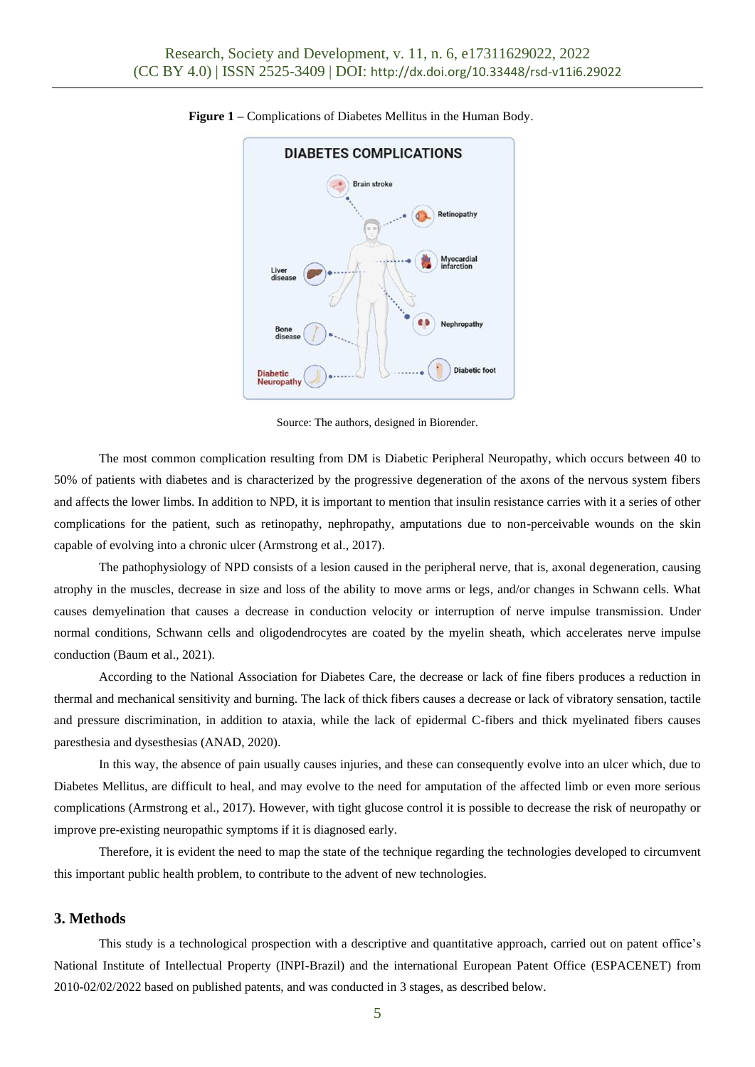**Figure 1 –** Complications of Diabetes Mellitus in the Human Body.

Source: The authors, designed in Biorender.

The most common complication resulting from DM is Diabetic Peripheral Neuropathy, which occurs between 40 to 50% of patients with diabetes and is characterized by the progressive degeneration of the axons of the nervous system fibers and affects the lower limbs. In addition to NPD, it is important to mention that insulin resistance carries with it a series of other complications for the patient, such as retinopathy, nephropathy, amputations due to non-perceivable wounds on the skin capable of evolving into a chronic ulcer (Armstrong et al., 2017).

The pathophysiology of NPD consists of a lesion caused in the peripheral nerve, that is, axonal degeneration, causing atrophy in the muscles, decrease in size and loss of the ability to move arms or legs, and/or changes in Schwann cells. What causes demyelination that causes a decrease in conduction velocity or interruption of nerve impulse transmission. Under normal conditions, Schwann cells and oligodendrocytes are coated by the myelin sheath, which accelerates nerve impulse conduction (Baum et al., 2021).

According to the National Association for Diabetes Care, the decrease or lack of fine fibers produces a reduction in thermal and mechanical sensitivity and burning. The lack of thick fibers causes a decrease or lack of vibratory sensation, tactile and pressure discrimination, in addition to ataxia, while the lack of epidermal C-fibers and thick myelinated fibers causes paresthesia and dysesthesias (ANAD, 2020).

In this way, the absence of pain usually causes injuries, and these can consequently evolve into an ulcer which, due to Diabetes Mellitus, are difficult to heal, and may evolve to the need for amputation of the affected limb or even more serious complications (Armstrong et al., 2017). However, with tight glucose control it is possible to decrease the risk of neuropathy or improve pre-existing neuropathic symptoms if it is diagnosed early.

Therefore, it is evident the need to map the state of the technique regarding the technologies developed to circumvent this important public health problem, to contribute to the advent of new technologies.

## 3. Methods

This study is a technological prospection with a descriptive and quantitative approach, carried out on patent office's National Institute of Intellectual Property (INPI-Brazil) and the international European Patent Office (ESPACENET) from 2010-02/02/2022 based on published patents, and was conducted in 3 stages, as described below.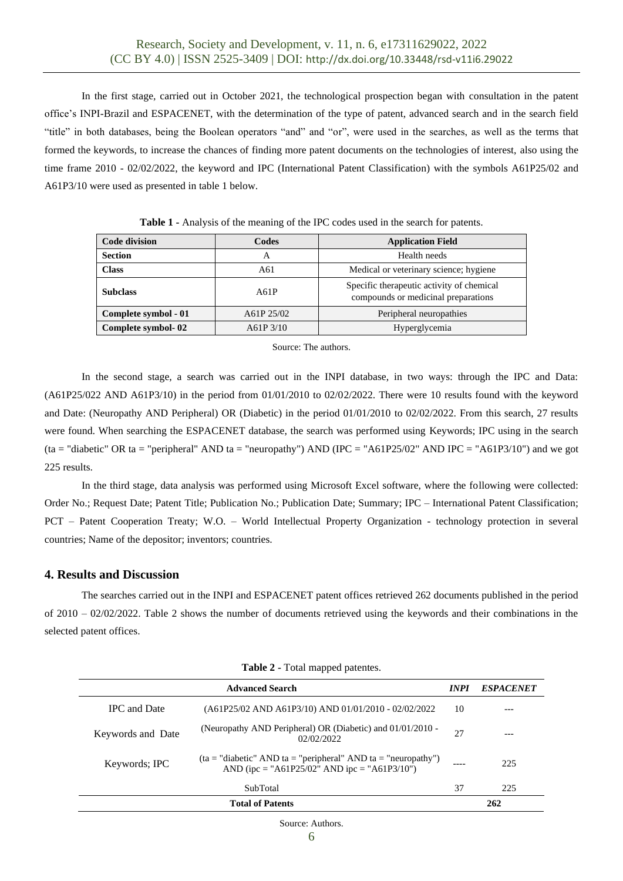In the first stage, carried out in October 2021, the technological prospection began with consultation in the patent office's INPI-Brazil and ESPACENET, with the determination of the type of patent, advanced search and in the search field "title" in both databases, being the Boolean operators "and" and "or", were used in the searches, as well as the terms that formed the keywords, to increase the chances of finding more patent documents on the technologies of interest, also using the time frame 2010 - 02/02/2022, the keyword and IPC (International Patent Classification) with the symbols A61P25/02 and A61P3/10 were used as presented in table 1 below.

**Table 1** - Analysis of the meaning of the IPC codes used in the search for patents.

| Code division | Codes | Application Field |
|---|---|---|
| **Section** | A | Health needs |
| **Class** | A61 | Medical or veterinary science; hygiene |
| **Subclass** | A61P | Specific therapeutic activity of chemical compounds or medicinal preparations |
| **Complete symbol - 01** | A61P 25/02 | Peripheral neuropathies |
| **Complete symbol- 02** | A61P 3/10 | Hyperglycemia |

Source: The authors.

In the second stage, a search was carried out in the INPI database, in two ways: through the IPC and Data: (A61P25/022 AND A61P3/10) in the period from 01/01/2010 to 02/02/2022. There were 10 results found with the keyword and Date: (Neuropathy AND Peripheral) OR (Diabetic) in the period 01/01/2010 to 02/02/2022. From this search, 27 results were found. When searching the ESPACENET database, the search was performed using Keywords; IPC using in the search (ta = "diabetic" OR ta = "peripheral" AND ta = "neuropathy") AND (IPC = "A61P25/02" AND IPC = "A61P3/10") and we got 225 results.

In the third stage, data analysis was performed using Microsoft Excel software, where the following were collected: Order No.; Request Date; Patent Title; Publication No.; Publication Date; Summary; IPC – International Patent Classification; PCT – Patent Cooperation Treaty; W.O. – World Intellectual Property Organization - technology protection in several countries; Name of the depositor; inventors; countries.

## 4. Results and Discussion

The searches carried out in the INPI and ESPACENET patent offices retrieved 262 documents published in the period of 2010 – 02/02/2022. Table 2 shows the number of documents retrieved using the keywords and their combinations in the selected patent offices.

**Table 2** - Total mapped patentes.

| Advanced Search | | *INPI* | *ESPACENET* |
|---|---|---|---|
| IPC and Date | (A61P25/02 AND A61P3/10) AND 01/01/2010 - 02/02/2022 | 10 | --- |
| Keywords and Date | (Neuropathy AND Peripheral) OR (Diabetic) and 01/01/2010 - 02/02/2022 | 27 | --- |
| Keywords; IPC | (ta = "diabetic" AND ta = "peripheral" AND ta = "neuropathy") AND (ipc = "A61P25/02" AND ipc = "A61P3/10") | ---- | 225 |
| SubTotal | | 37 | 225 |
| **Total of Patents** | | **262** | |

Source: Authors.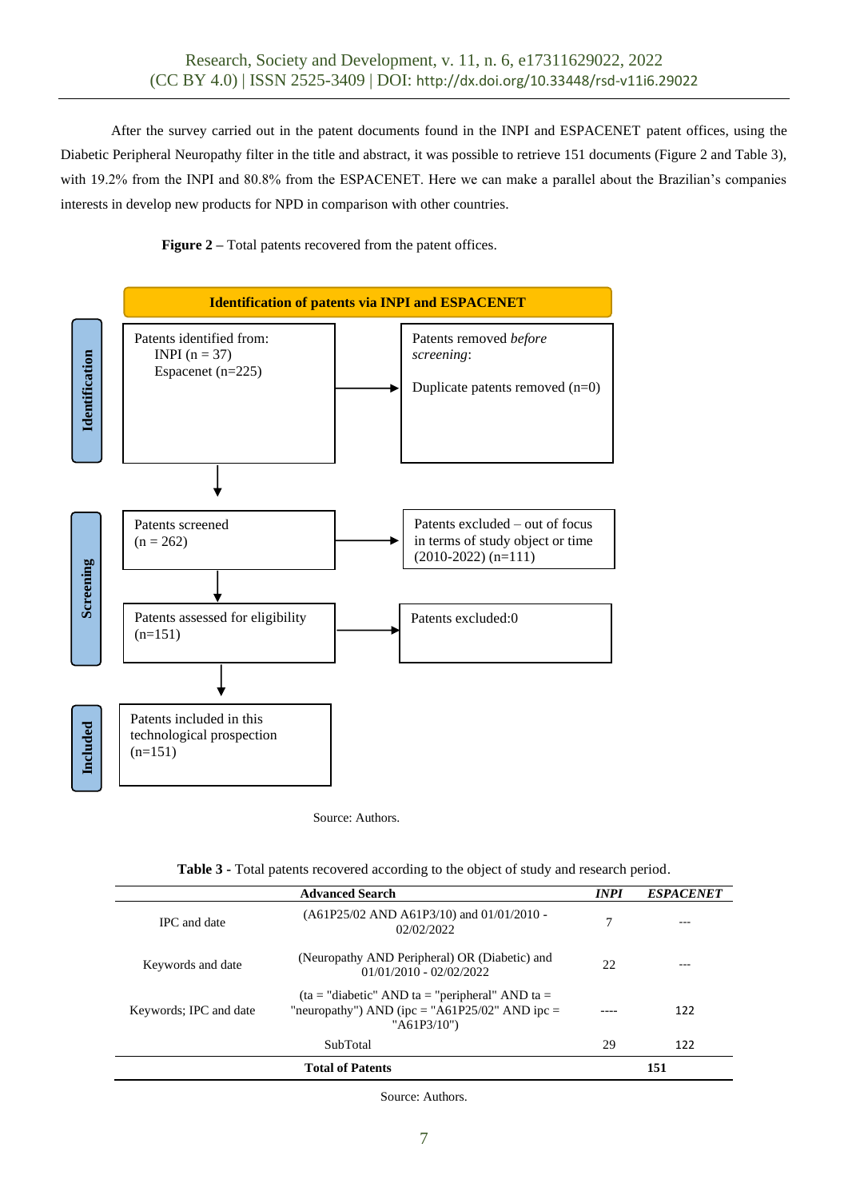After the survey carried out in the patent documents found in the INPI and ESPACENET patent offices, using the Diabetic Peripheral Neuropathy filter in the title and abstract, it was possible to retrieve 151 documents (Figure 2 and Table 3), with 19.2% from the INPI and 80.8% from the ESPACENET. Here we can make a parallel about the Brazilian's companies interests in develop new products for NPD in comparison with other countries.

**Figure 2** – Total patents recovered from the patent offices.

**Identification of patents via INPI and ESPACENET**

**Identification**

Patents identified from:
INPI (n = 37)
Espacenet (n=225)

→ Patents removed *before screening*:
Duplicate patents removed (n=0)

**Screening**

Patents screened
(n = 262)

→ Patents excluded – out of focus in terms of study object or time (2010-2022) (n=111)

Patents assessed for eligibility
(n=151)

→ Patents excluded:0

**Included**

Patents included in this technological prospection
(n=151)

Source: Authors.

**Table 3 -** Total patents recovered according to the object of study and research period.

| | Advanced Search | *INPI* | *ESPACENET* |
|---|---|---|---|
| IPC and date | (A61P25/02 AND A61P3/10) and 01/01/2010 - 02/02/2022 | 7 | --- |
| Keywords and date | (Neuropathy AND Peripheral) OR (Diabetic) and 01/01/2010 - 02/02/2022 | 22 | --- |
| Keywords; IPC and date | (ta = "diabetic" AND ta = "peripheral" AND ta = "neuropathy") AND (ipc = "A61P25/02" AND ipc = "A61P3/10") | ---- | 122 |
| | SubTotal | 29 | 122 |
| | **Total of Patents** | | **151** |

Source: Authors.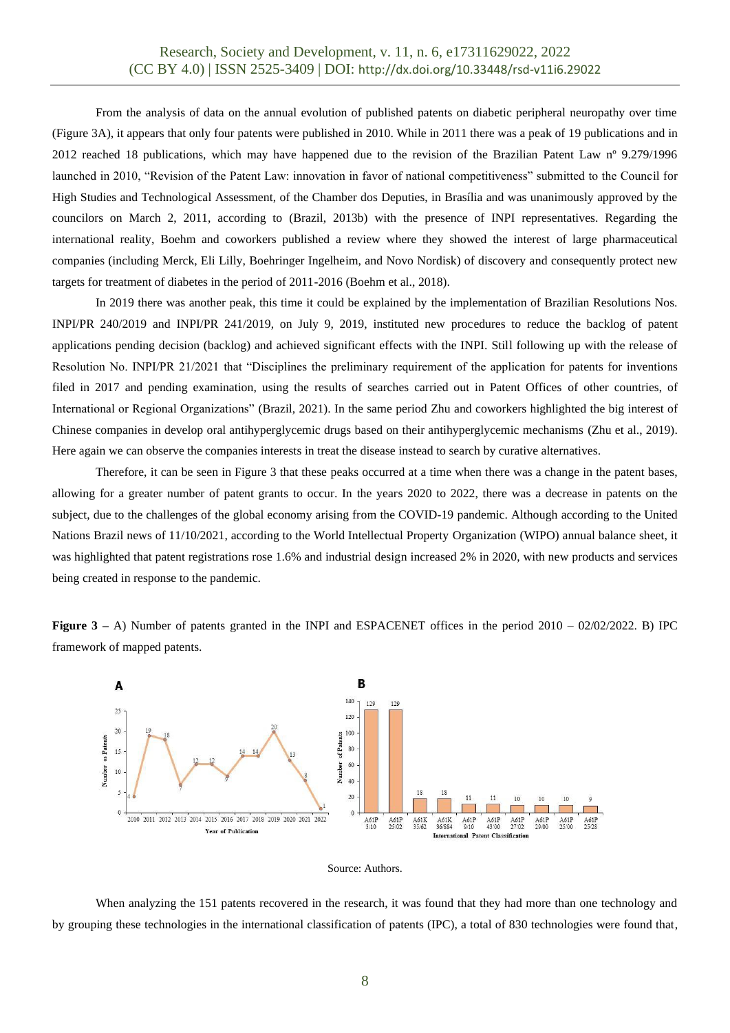From the analysis of data on the annual evolution of published patents on diabetic peripheral neuropathy over time (Figure 3A), it appears that only four patents were published in 2010. While in 2011 there was a peak of 19 publications and in 2012 reached 18 publications, which may have happened due to the revision of the Brazilian Patent Law nº 9.279/1996 launched in 2010, "Revision of the Patent Law: innovation in favor of national competitiveness" submitted to the Council for High Studies and Technological Assessment, of the Chamber dos Deputies, in Brasília and was unanimously approved by the councilors on March 2, 2011, according to (Brazil, 2013b) with the presence of INPI representatives. Regarding the international reality, Boehm and coworkers published a review where they showed the interest of large pharmaceutical companies (including Merck, Eli Lilly, Boehringer Ingelheim, and Novo Nordisk) of discovery and consequently protect new targets for treatment of diabetes in the period of 2011-2016 (Boehm et al., 2018).

In 2019 there was another peak, this time it could be explained by the implementation of Brazilian Resolutions Nos. INPI/PR 240/2019 and INPI/PR 241/2019, on July 9, 2019, instituted new procedures to reduce the backlog of patent applications pending decision (backlog) and achieved significant effects with the INPI. Still following up with the release of Resolution No. INPI/PR 21/2021 that "Disciplines the preliminary requirement of the application for patents for inventions filed in 2017 and pending examination, using the results of searches carried out in Patent Offices of other countries, of International or Regional Organizations" (Brazil, 2021). In the same period Zhu and coworkers highlighted the big interest of Chinese companies in develop oral antihyperglycemic drugs based on their antihyperglycemic mechanisms (Zhu et al., 2019). Here again we can observe the companies interests in treat the disease instead to search by curative alternatives.

Therefore, it can be seen in Figure 3 that these peaks occurred at a time when there was a change in the patent bases, allowing for a greater number of patent grants to occur. In the years 2020 to 2022, there was a decrease in patents on the subject, due to the challenges of the global economy arising from the COVID-19 pandemic. Although according to the United Nations Brazil news of 11/10/2021, according to the World Intellectual Property Organization (WIPO) annual balance sheet, it was highlighted that patent registrations rose 1.6% and industrial design increased 2% in 2020, with new products and services being created in response to the pandemic.

**Figure 3 –** A) Number of patents granted in the INPI and ESPACENET offices in the period 2010 – 02/02/2022. B) IPC framework of mapped patents.

Source: Authors.

When analyzing the 151 patents recovered in the research, it was found that they had more than one technology and by grouping these technologies in the international classification of patents (IPC), a total of 830 technologies were found that,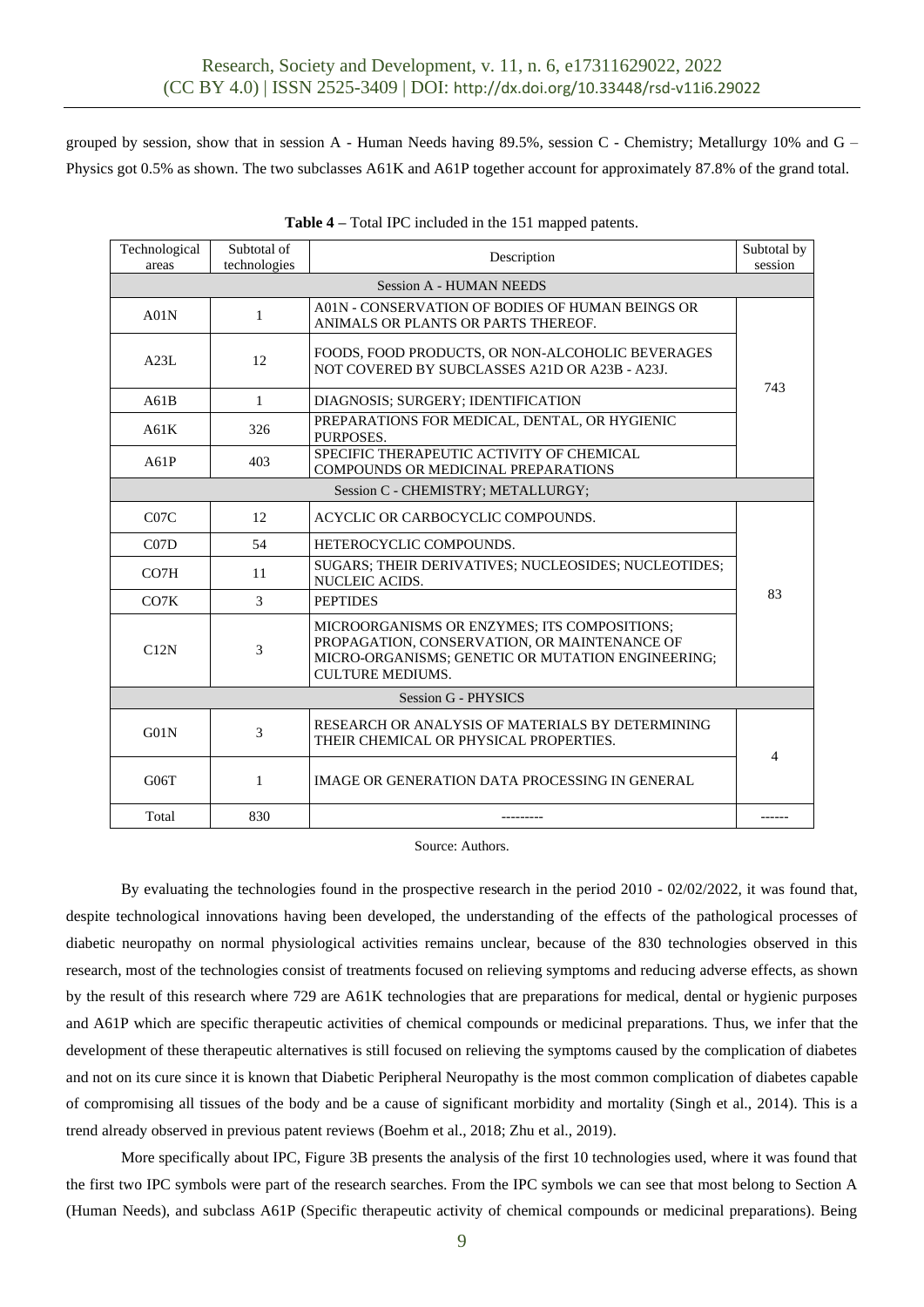grouped by session, show that in session A - Human Needs having 89.5%, session C - Chemistry; Metallurgy 10% and G – Physics got 0.5% as shown. The two subclasses A61K and A61P together account for approximately 87.8% of the grand total.

**Table 4 –** Total IPC included in the 151 mapped patents.

| Technological areas | Subtotal of technologies | Description | Subtotal by session |
|---|---|---|---|
| Session A - HUMAN NEEDS | | | |
| A01N | 1 | A01N - CONSERVATION OF BODIES OF HUMAN BEINGS OR ANIMALS OR PLANTS OR PARTS THEREOF. | 743 |
| A23L | 12 | FOODS, FOOD PRODUCTS, OR NON-ALCOHOLIC BEVERAGES NOT COVERED BY SUBCLASSES A21D OR A23B - A23J. | |
| A61B | 1 | DIAGNOSIS; SURGERY; IDENTIFICATION | |
| A61K | 326 | PREPARATIONS FOR MEDICAL, DENTAL, OR HYGIENIC PURPOSES. | |
| A61P | 403 | SPECIFIC THERAPEUTIC ACTIVITY OF CHEMICAL COMPOUNDS OR MEDICINAL PREPARATIONS | |
| Session C - CHEMISTRY; METALLURGY; | | | |
| C07C | 12 | ACYCLIC OR CARBOCYCLIC COMPOUNDS. | 83 |
| C07D | 54 | HETEROCYCLIC COMPOUNDS. | |
| CO7H | 11 | SUGARS; THEIR DERIVATIVES; NUCLEOSIDES; NUCLEOTIDES; NUCLEIC ACIDS. | |
| CO7K | 3 | PEPTIDES | |
| C12N | 3 | MICROORGANISMS OR ENZYMES; ITS COMPOSITIONS; PROPAGATION, CONSERVATION, OR MAINTENANCE OF MICRO-ORGANISMS; GENETIC OR MUTATION ENGINEERING; CULTURE MEDIUMS. | |
| Session G - PHYSICS | | | |
| G01N | 3 | RESEARCH OR ANALYSIS OF MATERIALS BY DETERMINING THEIR CHEMICAL OR PHYSICAL PROPERTIES. | 4 |
| G06T | 1 | IMAGE OR GENERATION DATA PROCESSING IN GENERAL | |
| Total | 830 | --------- | ------ |

Source: Authors.

By evaluating the technologies found in the prospective research in the period 2010 - 02/02/2022, it was found that, despite technological innovations having been developed, the understanding of the effects of the pathological processes of diabetic neuropathy on normal physiological activities remains unclear, because of the 830 technologies observed in this research, most of the technologies consist of treatments focused on relieving symptoms and reducing adverse effects, as shown by the result of this research where 729 are A61K technologies that are preparations for medical, dental or hygienic purposes and A61P which are specific therapeutic activities of chemical compounds or medicinal preparations. Thus, we infer that the development of these therapeutic alternatives is still focused on relieving the symptoms caused by the complication of diabetes and not on its cure since it is known that Diabetic Peripheral Neuropathy is the most common complication of diabetes capable of compromising all tissues of the body and be a cause of significant morbidity and mortality (Singh et al., 2014). This is a trend already observed in previous patent reviews (Boehm et al., 2018; Zhu et al., 2019).

More specifically about IPC, Figure 3B presents the analysis of the first 10 technologies used, where it was found that the first two IPC symbols were part of the research searches. From the IPC symbols we can see that most belong to Section A (Human Needs), and subclass A61P (Specific therapeutic activity of chemical compounds or medicinal preparations). Being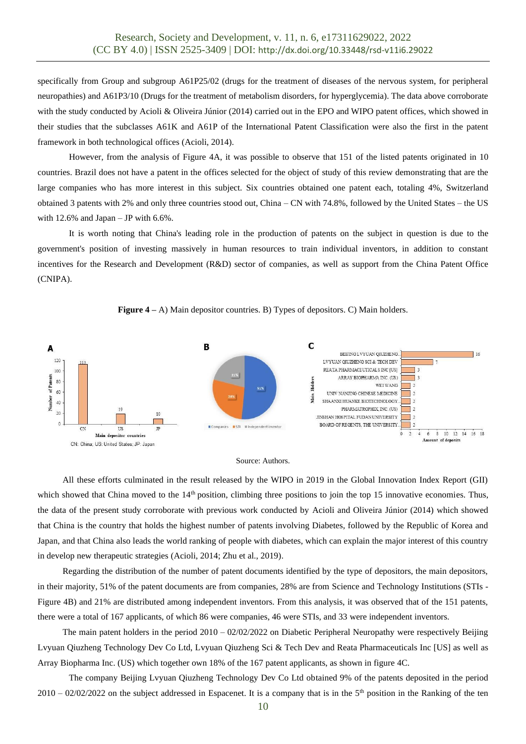specifically from Group and subgroup A61P25/02 (drugs for the treatment of diseases of the nervous system, for peripheral neuropathies) and A61P3/10 (Drugs for the treatment of metabolism disorders, for hyperglycemia). The data above corroborate with the study conducted by Acioli & Oliveira Júnior (2014) carried out in the EPO and WIPO patent offices, which showed in their studies that the subclasses A61K and A61P of the International Patent Classification were also the first in the patent framework in both technological offices (Acioli, 2014).

However, from the analysis of Figure 4A, it was possible to observe that 151 of the listed patents originated in 10 countries. Brazil does not have a patent in the offices selected for the object of study of this review demonstrating that are the large companies who has more interest in this subject. Six countries obtained one patent each, totaling 4%, Switzerland obtained 3 patents with 2% and only three countries stood out, China – CN with 74.8%, followed by the United States – the US with 12.6% and Japan – JP with 6.6%.

It is worth noting that China's leading role in the production of patents on the subject in question is due to the government's position of investing massively in human resources to train individual inventors, in addition to constant incentives for the Research and Development (R&D) sector of companies, as well as support from the China Patent Office (CNIPA).

**Figure 4 –** A) Main depositor countries. B) Types of depositors. C) Main holders.

Source: Authors.

All these efforts culminated in the result released by the WIPO in 2019 in the Global Innovation Index Report (GII) which showed that China moved to the 14th position, climbing three positions to join the top 15 innovative economies. Thus, the data of the present study corroborate with previous work conducted by Acioli and Oliveira Júnior (2014) which showed that China is the country that holds the highest number of patents involving Diabetes, followed by the Republic of Korea and Japan, and that China also leads the world ranking of people with diabetes, which can explain the major interest of this country in develop new therapeutic strategies (Acioli, 2014; Zhu et al., 2019).

Regarding the distribution of the number of patent documents identified by the type of depositors, the main depositors, in their majority, 51% of the patent documents are from companies, 28% are from Science and Technology Institutions (STIs - Figure 4B) and 21% are distributed among independent inventors. From this analysis, it was observed that of the 151 patents, there were a total of 167 applicants, of which 86 were companies, 46 were STIs, and 33 were independent inventors.

The main patent holders in the period 2010 – 02/02/2022 on Diabetic Peripheral Neuropathy were respectively Beijing Lvyuan Qiuzheng Technology Dev Co Ltd, Lvyuan Qiuzheng Sci & Tech Dev and Reata Pharmaceuticals Inc [US] as well as Array Biopharma Inc. (US) which together own 18% of the 167 patent applicants, as shown in figure 4C.

The company Beijing Lvyuan Qiuzheng Technology Dev Co Ltd obtained 9% of the patents deposited in the period 2010 – 02/02/2022 on the subject addressed in Espacenet. It is a company that is in the 5th position in the Ranking of the ten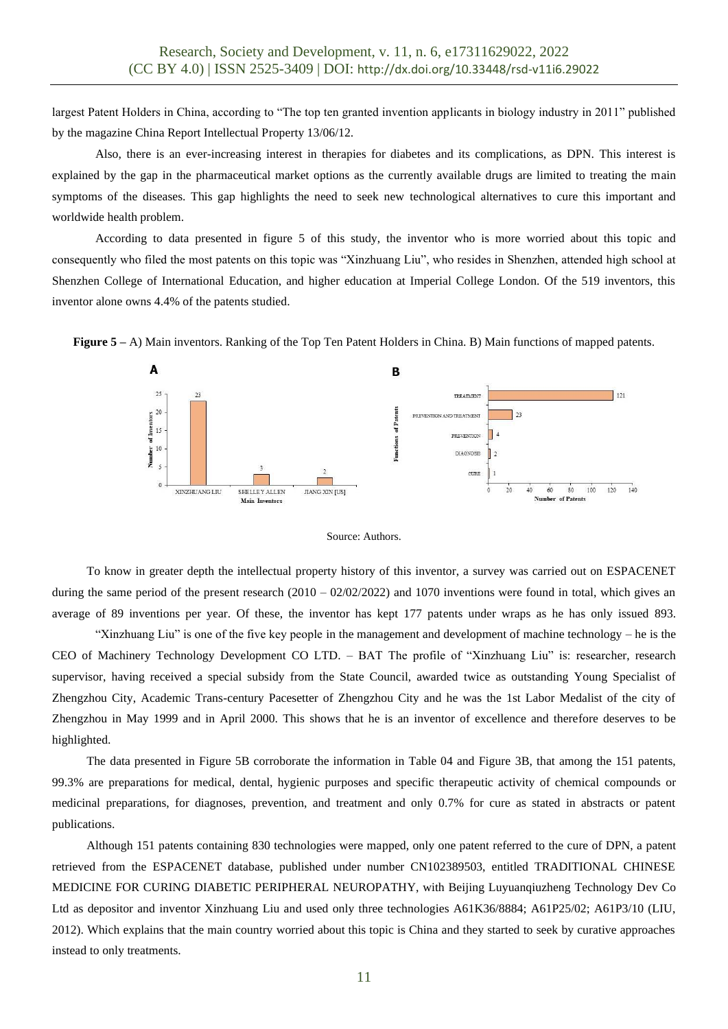largest Patent Holders in China, according to "The top ten granted invention applicants in biology industry in 2011" published by the magazine China Report Intellectual Property 13/06/12.

Also, there is an ever-increasing interest in therapies for diabetes and its complications, as DPN. This interest is explained by the gap in the pharmaceutical market options as the currently available drugs are limited to treating the main symptoms of the diseases. This gap highlights the need to seek new technological alternatives to cure this important and worldwide health problem.

According to data presented in figure 5 of this study, the inventor who is more worried about this topic and consequently who filed the most patents on this topic was "Xinzhuang Liu", who resides in Shenzhen, attended high school at Shenzhen College of International Education, and higher education at Imperial College London. Of the 519 inventors, this inventor alone owns 4.4% of the patents studied.

**Figure 5 –** A) Main inventors. Ranking of the Top Ten Patent Holders in China. B) Main functions of mapped patents.

Source: Authors.

To know in greater depth the intellectual property history of this inventor, a survey was carried out on ESPACENET during the same period of the present research (2010 – 02/02/2022) and 1070 inventions were found in total, which gives an average of 89 inventions per year. Of these, the inventor has kept 177 patents under wraps as he has only issued 893.

"Xinzhuang Liu" is one of the five key people in the management and development of machine technology – he is the CEO of Machinery Technology Development CO LTD. – BAT The profile of "Xinzhuang Liu" is: researcher, research supervisor, having received a special subsidy from the State Council, awarded twice as outstanding Young Specialist of Zhengzhou City, Academic Trans-century Pacesetter of Zhengzhou City and he was the 1st Labor Medalist of the city of Zhengzhou in May 1999 and in April 2000. This shows that he is an inventor of excellence and therefore deserves to be highlighted.

The data presented in Figure 5B corroborate the information in Table 04 and Figure 3B, that among the 151 patents, 99.3% are preparations for medical, dental, hygienic purposes and specific therapeutic activity of chemical compounds or medicinal preparations, for diagnoses, prevention, and treatment and only 0.7% for cure as stated in abstracts or patent publications.

Although 151 patents containing 830 technologies were mapped, only one patent referred to the cure of DPN, a patent retrieved from the ESPACENET database, published under number CN102389503, entitled TRADITIONAL CHINESE MEDICINE FOR CURING DIABETIC PERIPHERAL NEUROPATHY, with Beijing Luyuanqiuzheng Technology Dev Co Ltd as depositor and inventor Xinzhuang Liu and used only three technologies A61K36/8884; A61P25/02; A61P3/10 (LIU, 2012). Which explains that the main country worried about this topic is China and they started to seek by curative approaches instead to only treatments.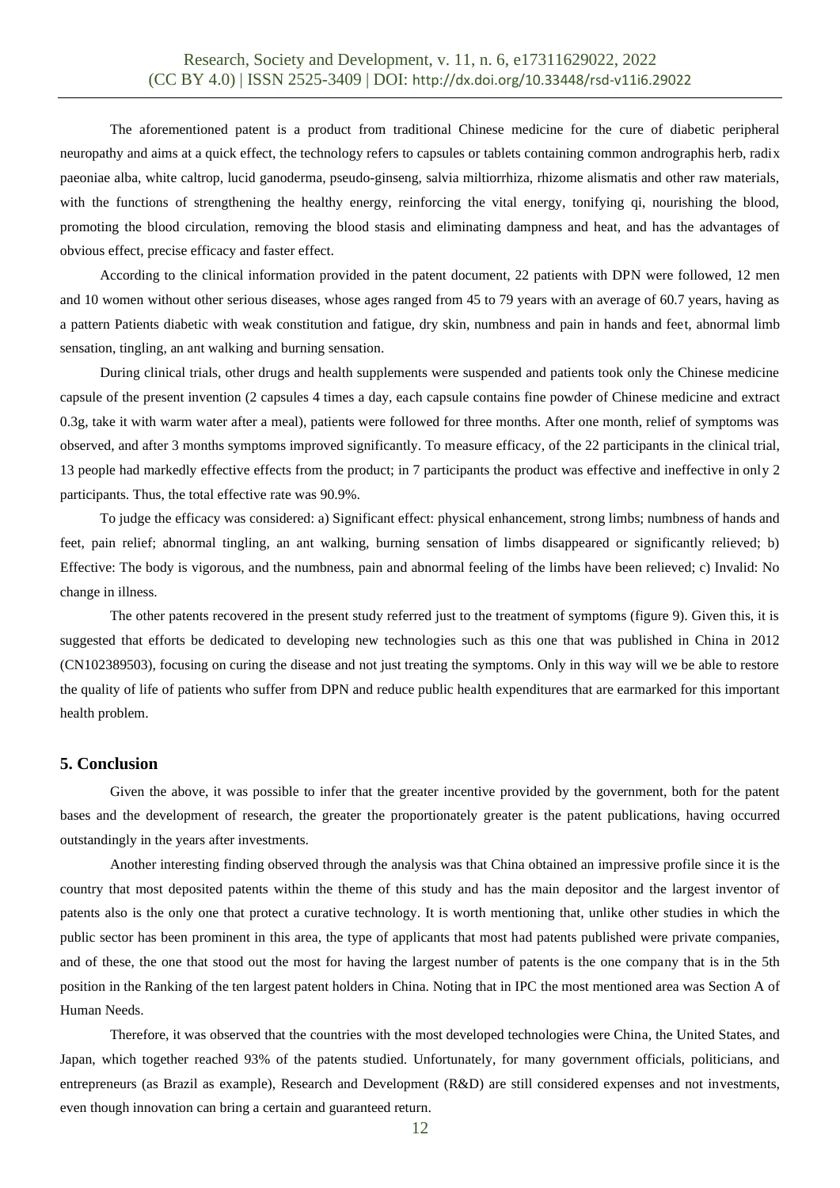The aforementioned patent is a product from traditional Chinese medicine for the cure of diabetic peripheral neuropathy and aims at a quick effect, the technology refers to capsules or tablets containing common andrographis herb, radix paeoniae alba, white caltrop, lucid ganoderma, pseudo-ginseng, salvia miltiorrhiza, rhizome alismatis and other raw materials, with the functions of strengthening the healthy energy, reinforcing the vital energy, tonifying qi, nourishing the blood, promoting the blood circulation, removing the blood stasis and eliminating dampness and heat, and has the advantages of obvious effect, precise efficacy and faster effect.

According to the clinical information provided in the patent document, 22 patients with DPN were followed, 12 men and 10 women without other serious diseases, whose ages ranged from 45 to 79 years with an average of 60.7 years, having as a pattern Patients diabetic with weak constitution and fatigue, dry skin, numbness and pain in hands and feet, abnormal limb sensation, tingling, an ant walking and burning sensation.

During clinical trials, other drugs and health supplements were suspended and patients took only the Chinese medicine capsule of the present invention (2 capsules 4 times a day, each capsule contains fine powder of Chinese medicine and extract 0.3g, take it with warm water after a meal), patients were followed for three months. After one month, relief of symptoms was observed, and after 3 months symptoms improved significantly. To measure efficacy, of the 22 participants in the clinical trial, 13 people had markedly effective effects from the product; in 7 participants the product was effective and ineffective in only 2 participants. Thus, the total effective rate was 90.9%.

To judge the efficacy was considered: a) Significant effect: physical enhancement, strong limbs; numbness of hands and feet, pain relief; abnormal tingling, an ant walking, burning sensation of limbs disappeared or significantly relieved; b) Effective: The body is vigorous, and the numbness, pain and abnormal feeling of the limbs have been relieved; c) Invalid: No change in illness.

The other patents recovered in the present study referred just to the treatment of symptoms (figure 9). Given this, it is suggested that efforts be dedicated to developing new technologies such as this one that was published in China in 2012 (CN102389503), focusing on curing the disease and not just treating the symptoms. Only in this way will we be able to restore the quality of life of patients who suffer from DPN and reduce public health expenditures that are earmarked for this important health problem.

## 5. Conclusion

Given the above, it was possible to infer that the greater incentive provided by the government, both for the patent bases and the development of research, the greater the proportionately greater is the patent publications, having occurred outstandingly in the years after investments.

Another interesting finding observed through the analysis was that China obtained an impressive profile since it is the country that most deposited patents within the theme of this study and has the main depositor and the largest inventor of patents also is the only one that protect a curative technology. It is worth mentioning that, unlike other studies in which the public sector has been prominent in this area, the type of applicants that most had patents published were private companies, and of these, the one that stood out the most for having the largest number of patents is the one company that is in the 5th position in the Ranking of the ten largest patent holders in China. Noting that in IPC the most mentioned area was Section A of Human Needs.

Therefore, it was observed that the countries with the most developed technologies were China, the United States, and Japan, which together reached 93% of the patents studied. Unfortunately, for many government officials, politicians, and entrepreneurs (as Brazil as example), Research and Development (R&D) are still considered expenses and not investments, even though innovation can bring a certain and guaranteed return.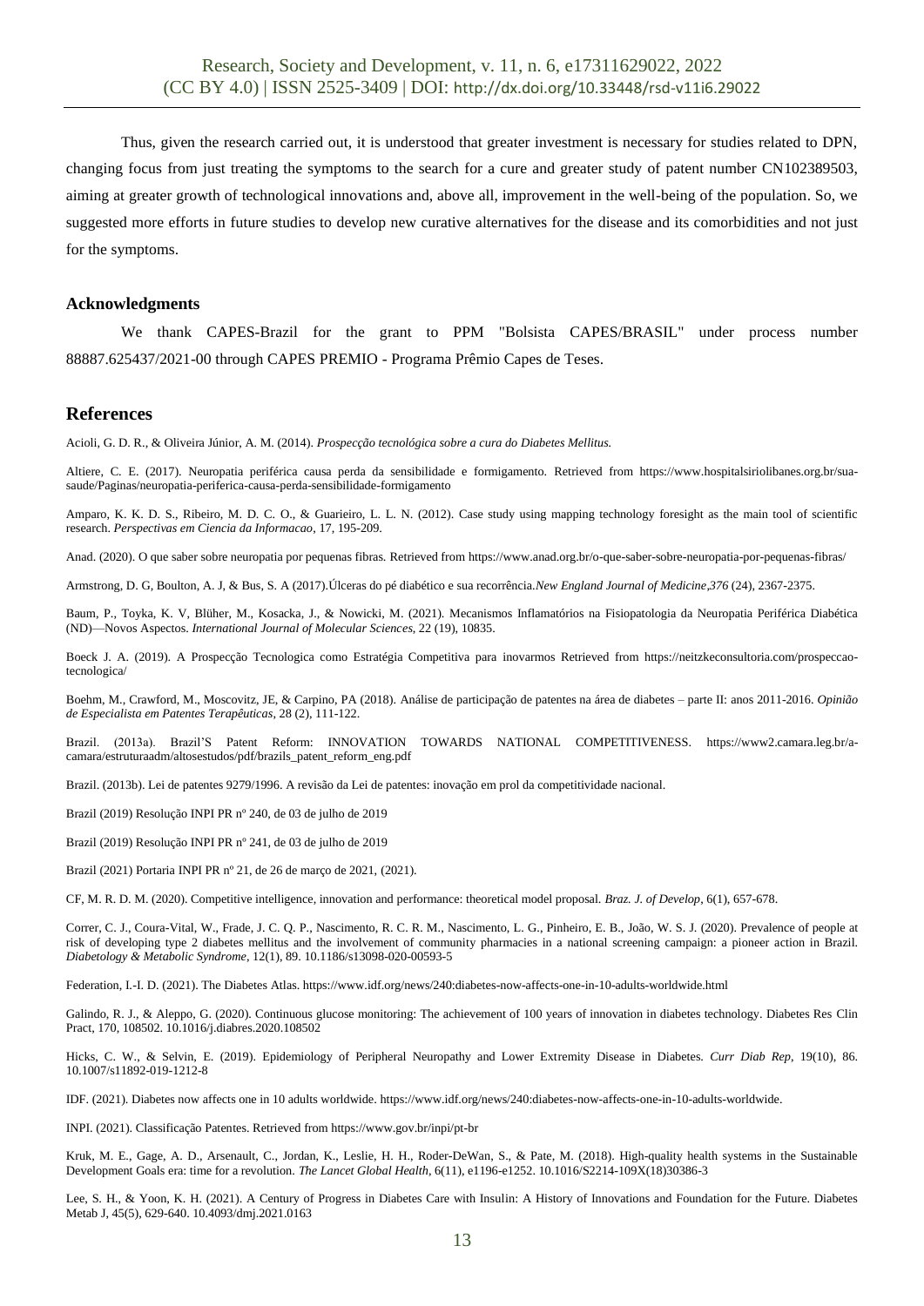Thus, given the research carried out, it is understood that greater investment is necessary for studies related to DPN, changing focus from just treating the symptoms to the search for a cure and greater study of patent number CN102389503, aiming at greater growth of technological innovations and, above all, improvement in the well-being of the population. So, we suggested more efforts in future studies to develop new curative alternatives for the disease and its comorbidities and not just for the symptoms.

### Acknowledgments

We thank CAPES-Brazil for the grant to PPM "Bolsista CAPES/BRASIL" under process number 88887.625437/2021-00 through CAPES PREMIO - Programa Prêmio Capes de Teses.

## References

Acioli, G. D. R., & Oliveira Júnior, A. M. (2014). *Prospecção tecnológica sobre a cura do Diabetes Mellitus.*

Altiere, C. E. (2017). Neuropatia periférica causa perda da sensibilidade e formigamento. Retrieved from https://www.hospitalsiriolibanes.org.br/sua-saude/Paginas/neuropatia-periferica-causa-perda-sensibilidade-formigamento

Amparo, K. K. D. S., Ribeiro, M. D. C. O., & Guarieiro, L. L. N. (2012). Case study using mapping technology foresight as the main tool of scientific research. *Perspectivas em Ciencia da Informacao*, 17, 195-209.

Anad. (2020). O que saber sobre neuropatia por pequenas fibras. Retrieved from https://www.anad.org.br/o-que-saber-sobre-neuropatia-por-pequenas-fibras/

Armstrong, D. G, Boulton, A. J, & Bus, S. A (2017).Úlceras do pé diabético e sua recorrência.*New England Journal of Medicine*,*376* (24), 2367-2375.

Baum, P., Toyka, K. V, Blüher, M., Kosacka, J., & Nowicki, M. (2021). Mecanismos Inflamatórios na Fisiopatologia da Neuropatia Periférica Diabética (ND)—Novos Aspectos. *International Journal of Molecular Sciences*, 22 (19), 10835.

Boeck J. A. (2019). A Prospecção Tecnologica como Estratégia Competitiva para inovarmos Retrieved from https://neitzkeconsultoria.com/prospeccao-tecnologica/

Boehm, M., Crawford, M., Moscovitz, JE, & Carpino, PA (2018). Análise de participação de patentes na área de diabetes – parte II: anos 2011-2016. *Opinião de Especialista em Patentes Terapêuticas*, 28 (2), 111-122.

Brazil. (2013a). Brazil'S Patent Reform: INNOVATION TOWARDS NATIONAL COMPETITIVENESS. https://www2.camara.leg.br/a-camara/estruturaadm/altosestudos/pdf/brazils_patent_reform_eng.pdf

Brazil. (2013b). Lei de patentes 9279/1996. A revisão da Lei de patentes: inovação em prol da competitividade nacional.

Brazil (2019) Resolução INPI PR nº 240, de 03 de julho de 2019

Brazil (2019) Resolução INPI PR nº 241, de 03 de julho de 2019

Brazil (2021) Portaria INPI PR nº 21, de 26 de março de 2021, (2021).

CF, M. R. D. M. (2020). Competitive intelligence, innovation and performance: theoretical model proposal. *Braz. J. of Develop*, 6(1), 657-678.

Correr, C. J., Coura-Vital, W., Frade, J. C. Q. P., Nascimento, R. C. R. M., Nascimento, L. G., Pinheiro, E. B., João, W. S. J. (2020). Prevalence of people at risk of developing type 2 diabetes mellitus and the involvement of community pharmacies in a national screening campaign: a pioneer action in Brazil. *Diabetology & Metabolic Syndrome*, 12(1), 89. 10.1186/s13098-020-00593-5

Federation, I.-I. D. (2021). The Diabetes Atlas. https://www.idf.org/news/240:diabetes-now-affects-one-in-10-adults-worldwide.html

Galindo, R. J., & Aleppo, G. (2020). Continuous glucose monitoring: The achievement of 100 years of innovation in diabetes technology. Diabetes Res Clin Pract, 170, 108502. 10.1016/j.diabres.2020.108502

Hicks, C. W., & Selvin, E. (2019). Epidemiology of Peripheral Neuropathy and Lower Extremity Disease in Diabetes. *Curr Diab Rep*, 19(10), 86. 10.1007/s11892-019-1212-8

IDF. (2021). Diabetes now affects one in 10 adults worldwide. https://www.idf.org/news/240:diabetes-now-affects-one-in-10-adults-worldwide.

INPI. (2021). Classificação Patentes. Retrieved from https://www.gov.br/inpi/pt-br

Kruk, M. E., Gage, A. D., Arsenault, C., Jordan, K., Leslie, H. H., Roder-DeWan, S., & Pate, M. (2018). High-quality health systems in the Sustainable Development Goals era: time for a revolution. *The Lancet Global Health*, 6(11), e1196-e1252. 10.1016/S2214-109X(18)30386-3

Lee, S. H., & Yoon, K. H. (2021). A Century of Progress in Diabetes Care with Insulin: A History of Innovations and Foundation for the Future. Diabetes Metab J, 45(5), 629-640. 10.4093/dmj.2021.0163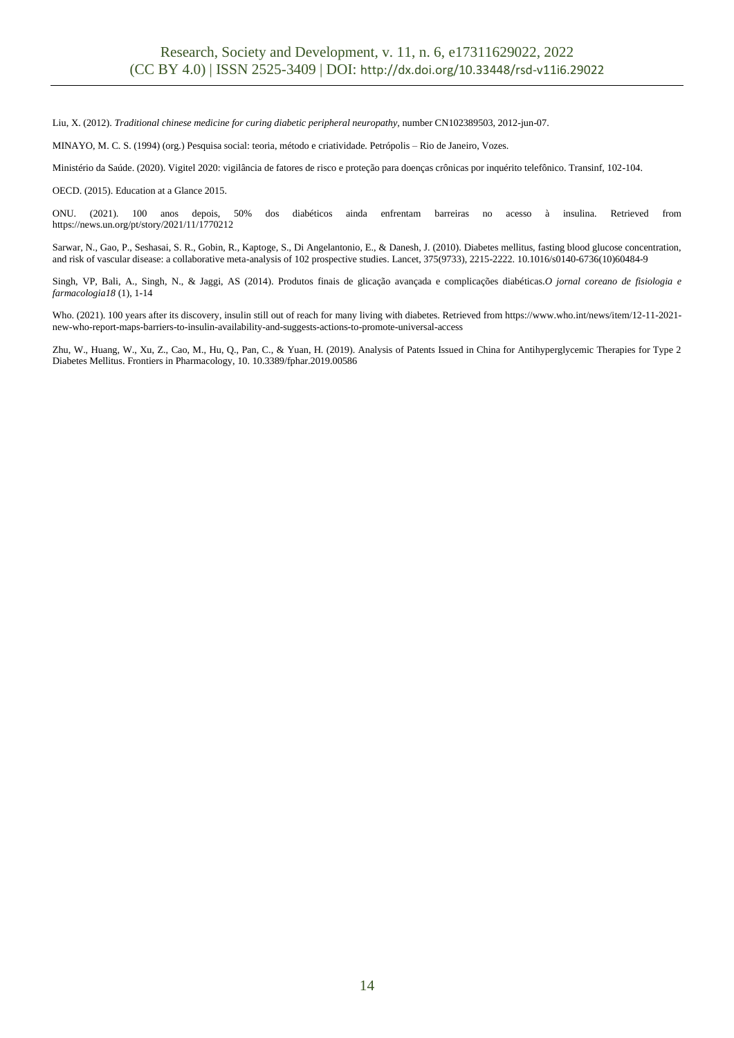Liu, X. (2012). *Traditional chinese medicine for curing diabetic peripheral neuropathy*, number CN102389503, 2012-jun-07.

MINAYO, M. C. S. (1994) (org.) Pesquisa social: teoria, método e criatividade. Petrópolis – Rio de Janeiro, Vozes.

Ministério da Saúde. (2020). Vigitel 2020: vigilância de fatores de risco e proteção para doenças crônicas por inquérito telefônico. Transinf, 102-104.

OECD. (2015). Education at a Glance 2015.

ONU. (2021). 100 anos depois, 50% dos diabéticos ainda enfrentam barreiras no acesso à insulina. Retrieved from https://news.un.org/pt/story/2021/11/1770212

Sarwar, N., Gao, P., Seshasai, S. R., Gobin, R., Kaptoge, S., Di Angelantonio, E., & Danesh, J. (2010). Diabetes mellitus, fasting blood glucose concentration, and risk of vascular disease: a collaborative meta-analysis of 102 prospective studies. Lancet, 375(9733), 2215-2222. 10.1016/s0140-6736(10)60484-9

Singh, VP, Bali, A., Singh, N., & Jaggi, AS (2014). Produtos finais de glicação avançada e complicações diabéticas.*O jornal coreano de fisiologia e farmacologia18* (1), 1-14

Who. (2021). 100 years after its discovery, insulin still out of reach for many living with diabetes. Retrieved from https://www.who.int/news/item/12-11-2021-new-who-report-maps-barriers-to-insulin-availability-and-suggests-actions-to-promote-universal-access

Zhu, W., Huang, W., Xu, Z., Cao, M., Hu, Q., Pan, C., & Yuan, H. (2019). Analysis of Patents Issued in China for Antihyperglycemic Therapies for Type 2 Diabetes Mellitus. Frontiers in Pharmacology, 10. 10.3389/fphar.2019.00586